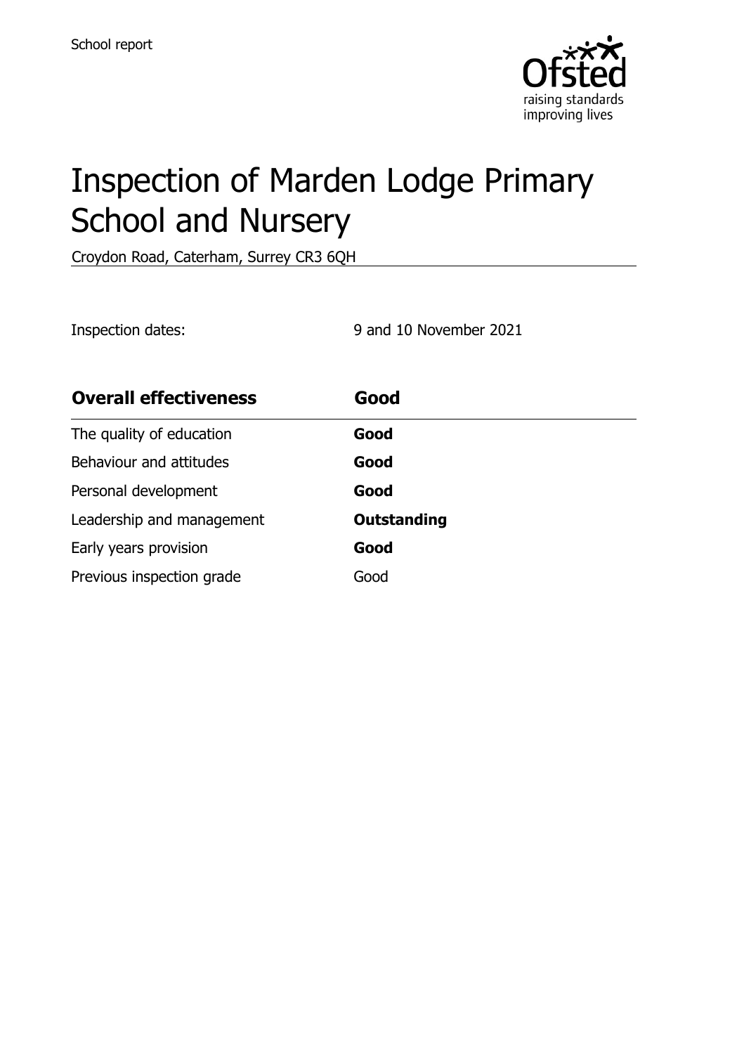School report

# Inspection of Marden Lodge Primary School and Nursery

Croydon Road, Caterham, Surrey CR3 6QH

Inspection dates: 9 and 10 November 2021

| **Overall effectiveness** | **Good** |
|---|---|
| The quality of education | **Good** |
| Behaviour and attitudes | **Good** |
| Personal development | **Good** |
| Leadership and management | **Outstanding** |
| Early years provision | **Good** |
| Previous inspection grade | Good |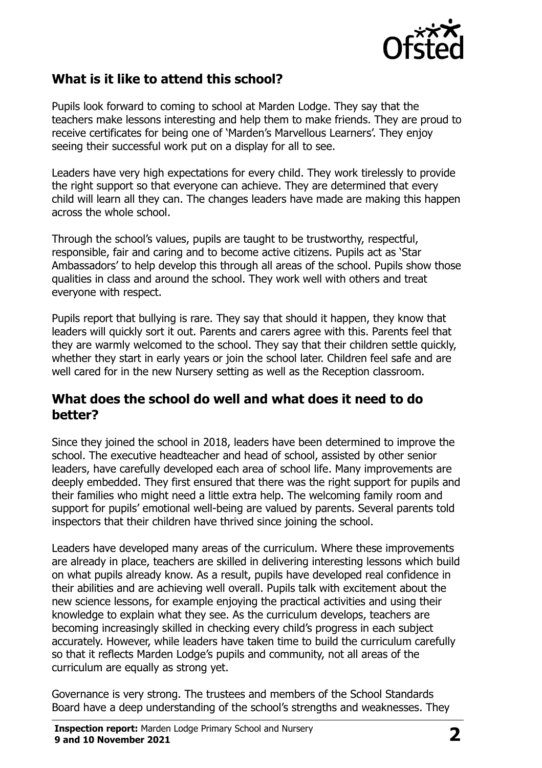## What is it like to attend this school?

Pupils look forward to coming to school at Marden Lodge. They say that the teachers make lessons interesting and help them to make friends. They are proud to receive certificates for being one of 'Marden's Marvellous Learners'. They enjoy seeing their successful work put on a display for all to see.

Leaders have very high expectations for every child. They work tirelessly to provide the right support so that everyone can achieve. They are determined that every child will learn all they can. The changes leaders have made are making this happen across the whole school.

Through the school's values, pupils are taught to be trustworthy, respectful, responsible, fair and caring and to become active citizens. Pupils act as 'Star Ambassadors' to help develop this through all areas of the school. Pupils show those qualities in class and around the school. They work well with others and treat everyone with respect.

Pupils report that bullying is rare. They say that should it happen, they know that leaders will quickly sort it out. Parents and carers agree with this. Parents feel that they are warmly welcomed to the school. They say that their children settle quickly, whether they start in early years or join the school later. Children feel safe and are well cared for in the new Nursery setting as well as the Reception classroom.

## What does the school do well and what does it need to do better?

Since they joined the school in 2018, leaders have been determined to improve the school. The executive headteacher and head of school, assisted by other senior leaders, have carefully developed each area of school life. Many improvements are deeply embedded. They first ensured that there was the right support for pupils and their families who might need a little extra help. The welcoming family room and support for pupils' emotional well-being are valued by parents. Several parents told inspectors that their children have thrived since joining the school.

Leaders have developed many areas of the curriculum. Where these improvements are already in place, teachers are skilled in delivering interesting lessons which build on what pupils already know. As a result, pupils have developed real confidence in their abilities and are achieving well overall. Pupils talk with excitement about the new science lessons, for example enjoying the practical activities and using their knowledge to explain what they see. As the curriculum develops, teachers are becoming increasingly skilled in checking every child's progress in each subject accurately. However, while leaders have taken time to build the curriculum carefully so that it reflects Marden Lodge's pupils and community, not all areas of the curriculum are equally as strong yet.

Governance is very strong. The trustees and members of the School Standards Board have a deep understanding of the school's strengths and weaknesses. They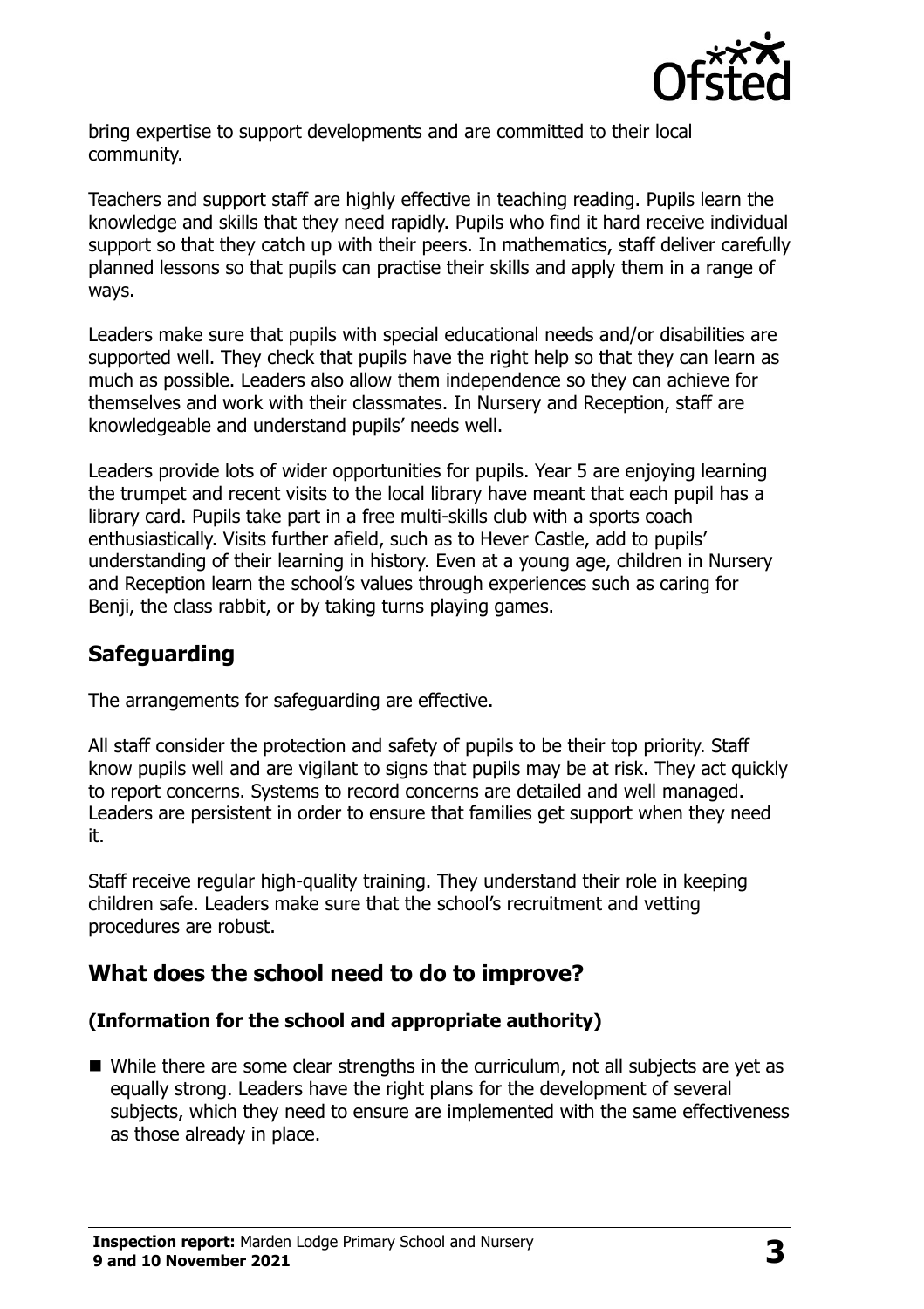bring expertise to support developments and are committed to their local community.

Teachers and support staff are highly effective in teaching reading. Pupils learn the knowledge and skills that they need rapidly. Pupils who find it hard receive individual support so that they catch up with their peers. In mathematics, staff deliver carefully planned lessons so that pupils can practise their skills and apply them in a range of ways.

Leaders make sure that pupils with special educational needs and/or disabilities are supported well. They check that pupils have the right help so that they can learn as much as possible. Leaders also allow them independence so they can achieve for themselves and work with their classmates. In Nursery and Reception, staff are knowledgeable and understand pupils' needs well.

Leaders provide lots of wider opportunities for pupils. Year 5 are enjoying learning the trumpet and recent visits to the local library have meant that each pupil has a library card. Pupils take part in a free multi-skills club with a sports coach enthusiastically. Visits further afield, such as to Hever Castle, add to pupils' understanding of their learning in history. Even at a young age, children in Nursery and Reception learn the school's values through experiences such as caring for Benji, the class rabbit, or by taking turns playing games.

## Safeguarding

The arrangements for safeguarding are effective.

All staff consider the protection and safety of pupils to be their top priority. Staff know pupils well and are vigilant to signs that pupils may be at risk. They act quickly to report concerns. Systems to record concerns are detailed and well managed. Leaders are persistent in order to ensure that families get support when they need it.

Staff receive regular high-quality training. They understand their role in keeping children safe. Leaders make sure that the school's recruitment and vetting procedures are robust.

## What does the school need to do to improve?

### (Information for the school and appropriate authority)

- While there are some clear strengths in the curriculum, not all subjects are yet as equally strong. Leaders have the right plans for the development of several subjects, which they need to ensure are implemented with the same effectiveness as those already in place.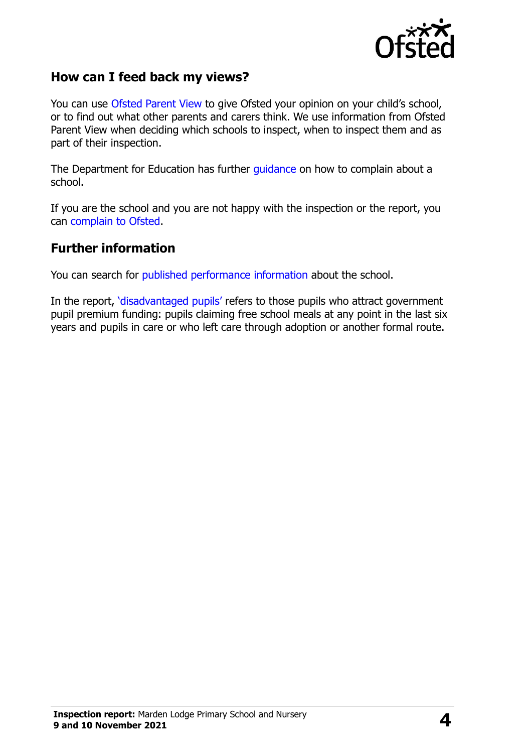## How can I feed back my views?

You can use Ofsted Parent View to give Ofsted your opinion on your child's school, or to find out what other parents and carers think. We use information from Ofsted Parent View when deciding which schools to inspect, when to inspect them and as part of their inspection.

The Department for Education has further guidance on how to complain about a school.

If you are the school and you are not happy with the inspection or the report, you can complain to Ofsted.

## Further information

You can search for published performance information about the school.

In the report, 'disadvantaged pupils' refers to those pupils who attract government pupil premium funding: pupils claiming free school meals at any point in the last six years and pupils in care or who left care through adoption or another formal route.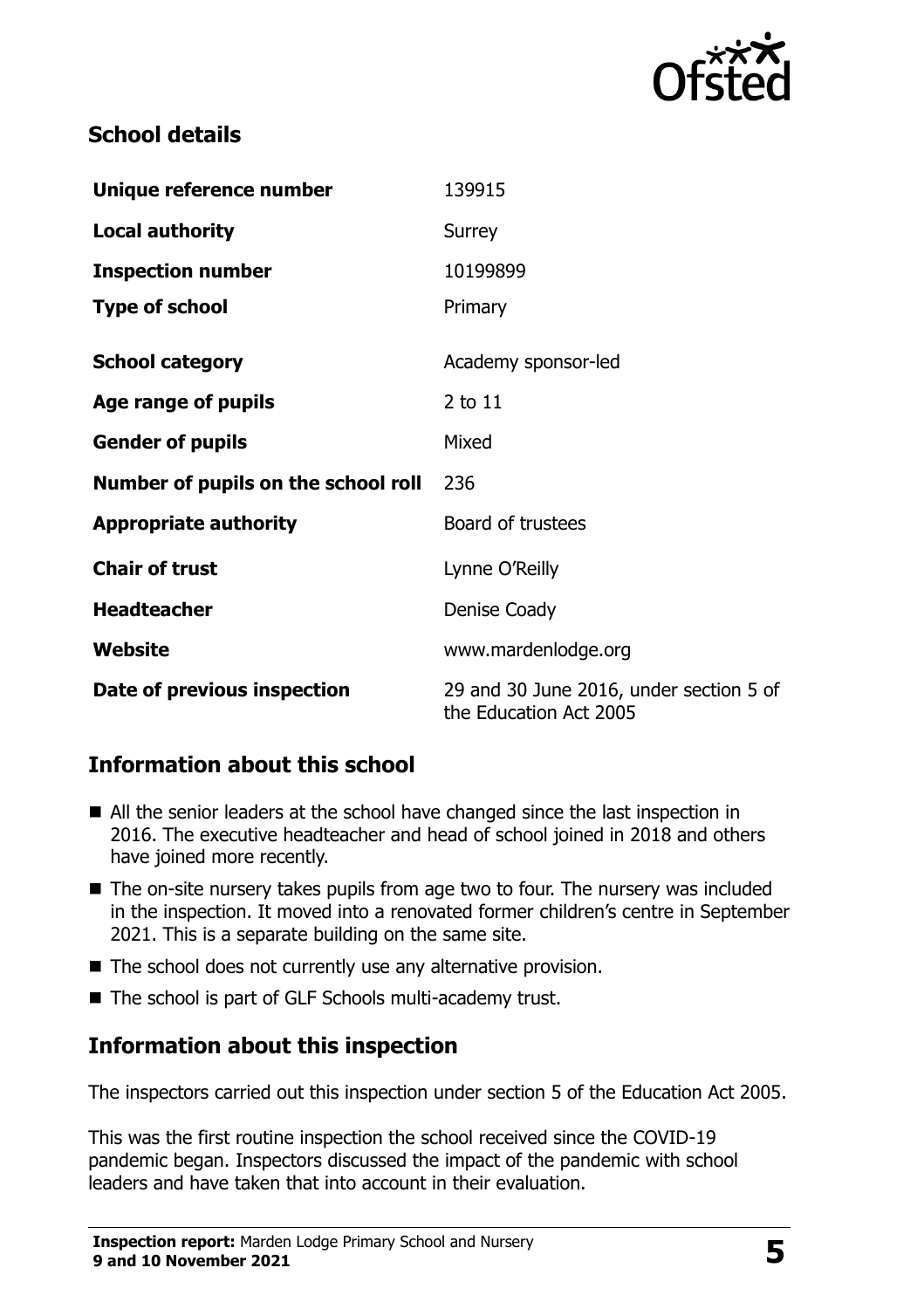## School details

| | |
|---|---|
| **Unique reference number** | 139915 |
| **Local authority** | Surrey |
| **Inspection number** | 10199899 |
| **Type of school** | Primary |
| **School category** | Academy sponsor-led |
| **Age range of pupils** | 2 to 11 |
| **Gender of pupils** | Mixed |
| **Number of pupils on the school roll** | 236 |
| **Appropriate authority** | Board of trustees |
| **Chair of trust** | Lynne O'Reilly |
| **Headteacher** | Denise Coady |
| **Website** | www.mardenlodge.org |
| **Date of previous inspection** | 29 and 30 June 2016, under section 5 of the Education Act 2005 |

## Information about this school

- All the senior leaders at the school have changed since the last inspection in 2016. The executive headteacher and head of school joined in 2018 and others have joined more recently.
- The on-site nursery takes pupils from age two to four. The nursery was included in the inspection. It moved into a renovated former children's centre in September 2021. This is a separate building on the same site.
- The school does not currently use any alternative provision.
- The school is part of GLF Schools multi-academy trust.

## Information about this inspection

The inspectors carried out this inspection under section 5 of the Education Act 2005.

This was the first routine inspection the school received since the COVID-19 pandemic began. Inspectors discussed the impact of the pandemic with school leaders and have taken that into account in their evaluation.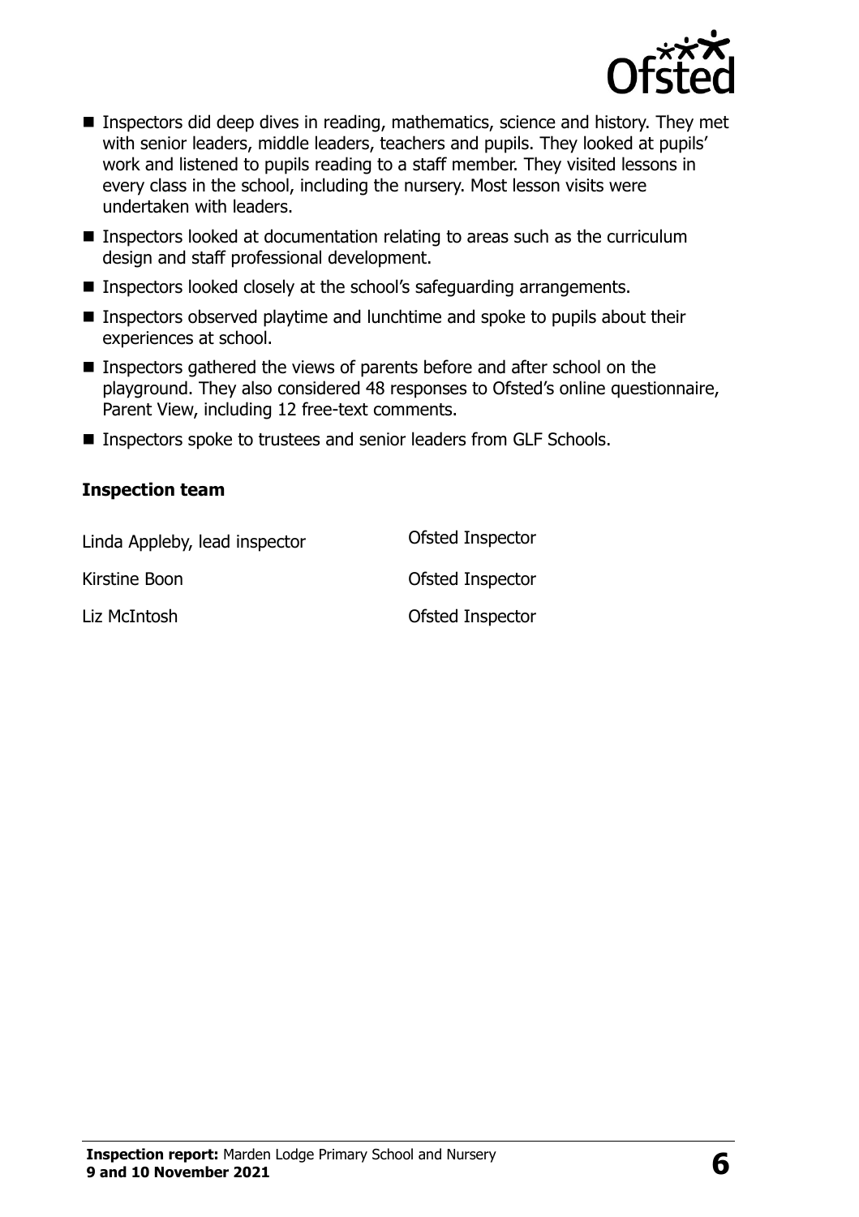- Inspectors did deep dives in reading, mathematics, science and history. They met with senior leaders, middle leaders, teachers and pupils. They looked at pupils' work and listened to pupils reading to a staff member. They visited lessons in every class in the school, including the nursery. Most lesson visits were undertaken with leaders.
- Inspectors looked at documentation relating to areas such as the curriculum design and staff professional development.
- Inspectors looked closely at the school's safeguarding arrangements.
- Inspectors observed playtime and lunchtime and spoke to pupils about their experiences at school.
- Inspectors gathered the views of parents before and after school on the playground. They also considered 48 responses to Ofsted's online questionnaire, Parent View, including 12 free-text comments.
- Inspectors spoke to trustees and senior leaders from GLF Schools.

### Inspection team

| | |
|---|---|
| Linda Appleby, lead inspector | Ofsted Inspector |
| Kirstine Boon | Ofsted Inspector |
| Liz McIntosh | Ofsted Inspector |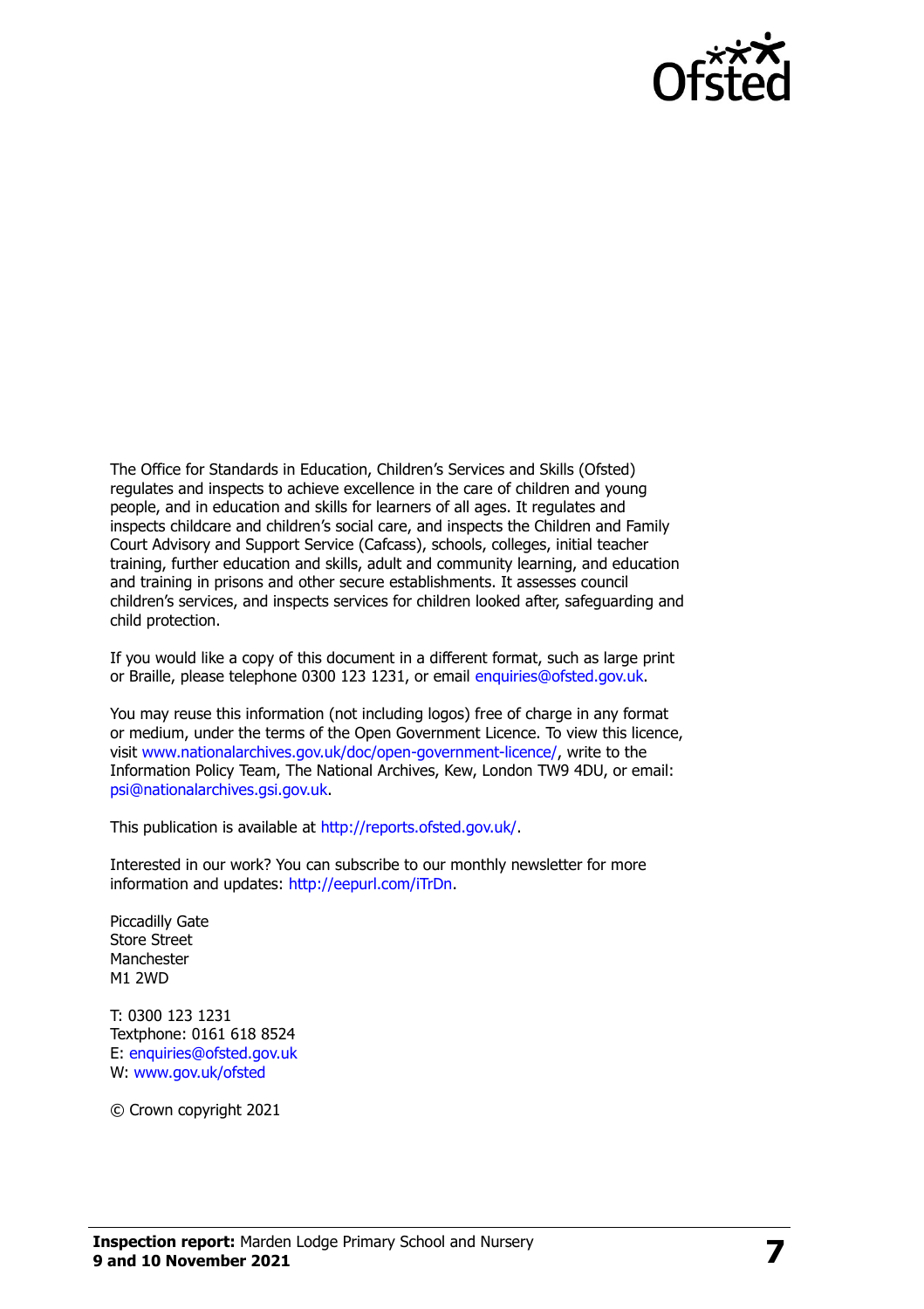The Office for Standards in Education, Children's Services and Skills (Ofsted) regulates and inspects to achieve excellence in the care of children and young people, and in education and skills for learners of all ages. It regulates and inspects childcare and children's social care, and inspects the Children and Family Court Advisory and Support Service (Cafcass), schools, colleges, initial teacher training, further education and skills, adult and community learning, and education and training in prisons and other secure establishments. It assesses council children's services, and inspects services for children looked after, safeguarding and child protection.

If you would like a copy of this document in a different format, such as large print or Braille, please telephone 0300 123 1231, or email enquiries@ofsted.gov.uk.

You may reuse this information (not including logos) free of charge in any format or medium, under the terms of the Open Government Licence. To view this licence, visit www.nationalarchives.gov.uk/doc/open-government-licence/, write to the Information Policy Team, The National Archives, Kew, London TW9 4DU, or email: psi@nationalarchives.gsi.gov.uk.

This publication is available at http://reports.ofsted.gov.uk/.

Interested in our work? You can subscribe to our monthly newsletter for more information and updates: http://eepurl.com/iTrDn.

Piccadilly Gate
Store Street
Manchester
M1 2WD

T: 0300 123 1231
Textphone: 0161 618 8524
E: enquiries@ofsted.gov.uk
W: www.gov.uk/ofsted

© Crown copyright 2021